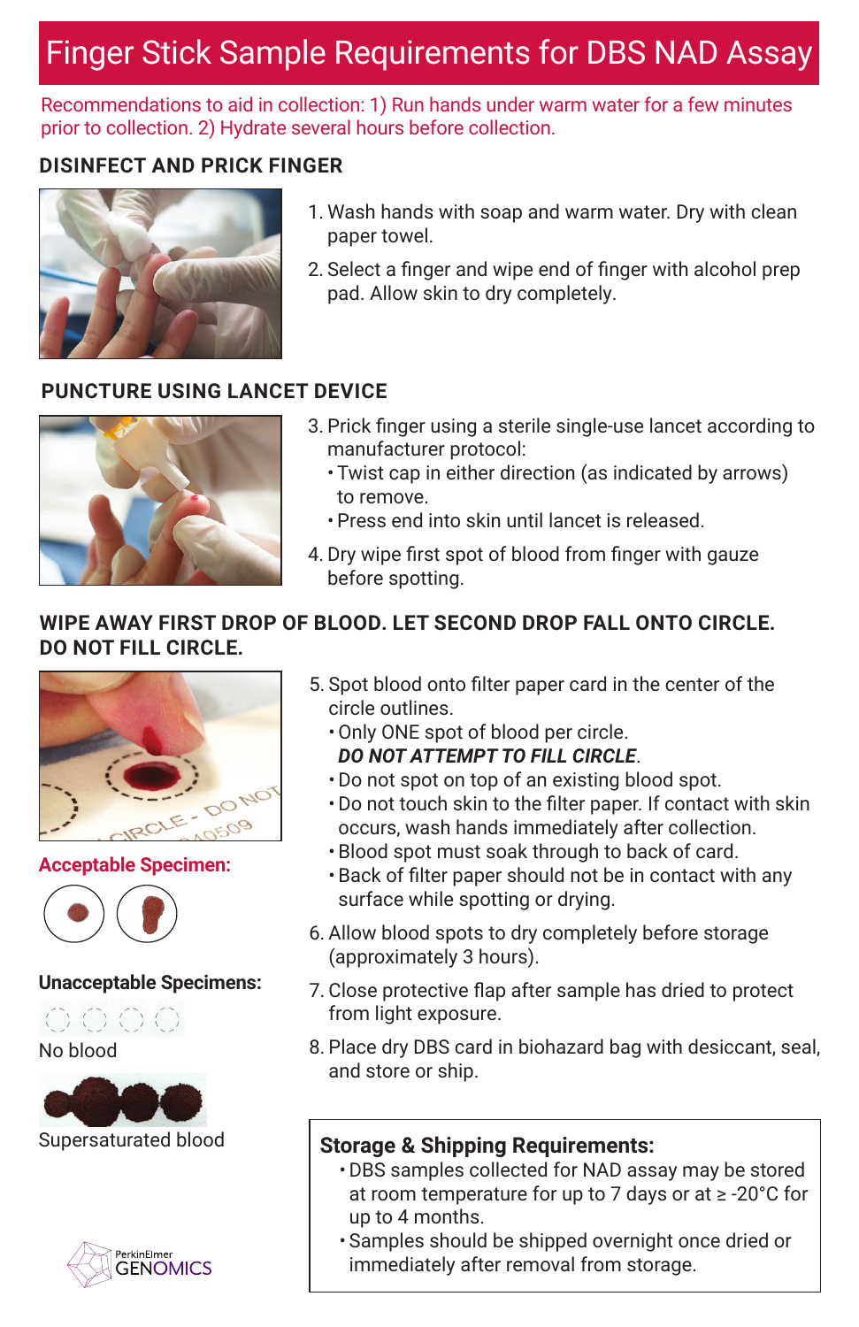# Finger Stick Sample Requirements for DBS NAD Assay

Recommendations to aid in collection: 1) Run hands under warm water for a few minutes prior to collection. 2) Hydrate several hours before collection.

## DISINFECT AND PRICK FINGER

1. Wash hands with soap and warm water. Dry with clean paper towel.
2. Select a finger and wipe end of finger with alcohol prep pad. Allow skin to dry completely.

## PUNCTURE USING LANCET DEVICE

3. Prick finger using a sterile single-use lancet according to manufacturer protocol:
   - Twist cap in either direction (as indicated by arrows) to remove.
   - Press end into skin until lancet is released.
4. Dry wipe first spot of blood from finger with gauze before spotting.

## WIPE AWAY FIRST DROP OF BLOOD. LET SECOND DROP FALL ONTO CIRCLE. DO NOT FILL CIRCLE.

5. Spot blood onto filter paper card in the center of the circle outlines.
   - Only ONE spot of blood per circle. ***DO NOT ATTEMPT TO FILL CIRCLE***.
   - Do not spot on top of an existing blood spot.
   - Do not touch skin to the filter paper. If contact with skin occurs, wash hands immediately after collection.
   - Blood spot must soak through to back of card.
   - Back of filter paper should not be in contact with any surface while spotting or drying.
6. Allow blood spots to dry completely before storage (approximately 3 hours).
7. Close protective flap after sample has dried to protect from light exposure.
8. Place dry DBS card in biohazard bag with desiccant, seal, and store or ship.

**Acceptable Specimen:**

**Unacceptable Specimens:**

No blood

Supersaturated blood

### Storage & Shipping Requirements:

- DBS samples collected for NAD assay may be stored at room temperature for up to 7 days or at ≥ -20°C for up to 4 months.
- Samples should be shipped overnight once dried or immediately after removal from storage.

PerkinElmer GENOMICS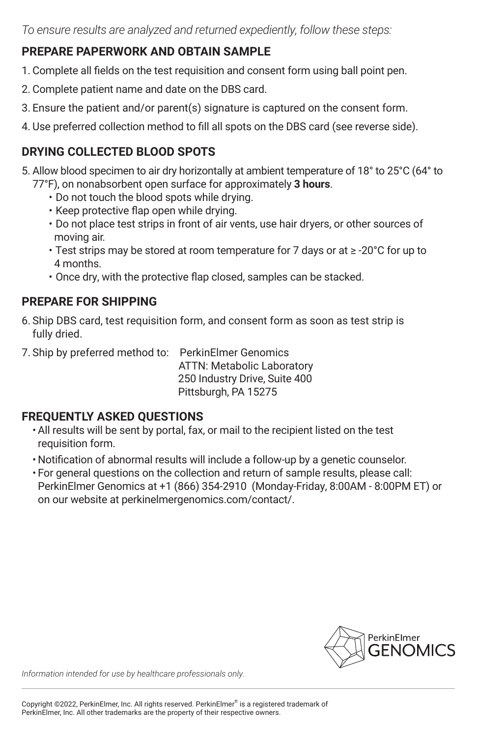*To ensure results are analyzed and returned expediently, follow these steps:*

## PREPARE PAPERWORK AND OBTAIN SAMPLE

1. Complete all fields on the test requisition and consent form using ball point pen.
2. Complete patient name and date on the DBS card.
3. Ensure the patient and/or parent(s) signature is captured on the consent form.
4. Use preferred collection method to fill all spots on the DBS card (see reverse side).

## DRYING COLLECTED BLOOD SPOTS

5. Allow blood specimen to air dry horizontally at ambient temperature of 18° to 25°C (64° to 77°F), on nonabsorbent open surface for approximately **3 hours**.
    - Do not touch the blood spots while drying.
    - Keep protective flap open while drying.
    - Do not place test strips in front of air vents, use hair dryers, or other sources of moving air.
    - Test strips may be stored at room temperature for 7 days or at ≥ -20°C for up to 4 months.
    - Once dry, with the protective flap closed, samples can be stacked.

## PREPARE FOR SHIPPING

6. Ship DBS card, test requisition form, and consent form as soon as test strip is fully dried.
7. Ship by preferred method to: PerkinElmer Genomics
   ATTN: Metabolic Laboratory
   250 Industry Drive, Suite 400
   Pittsburgh, PA 15275

## FREQUENTLY ASKED QUESTIONS

- All results will be sent by portal, fax, or mail to the recipient listed on the test requisition form.
- Notification of abnormal results will include a follow-up by a genetic counselor.
- For general questions on the collection and return of sample results, please call: PerkinElmer Genomics at +1 (866) 354-2910 (Monday-Friday, 8:00AM - 8:00PM ET) or on our website at perkinelmergenomics.com/contact/.

PerkinElmer GENOMICS

*Information intended for use by healthcare professionals only.*

Copyright ©2022, PerkinElmer, Inc. All rights reserved. PerkinElmer® is a registered trademark of PerkinElmer, Inc. All other trademarks are the property of their respective owners.